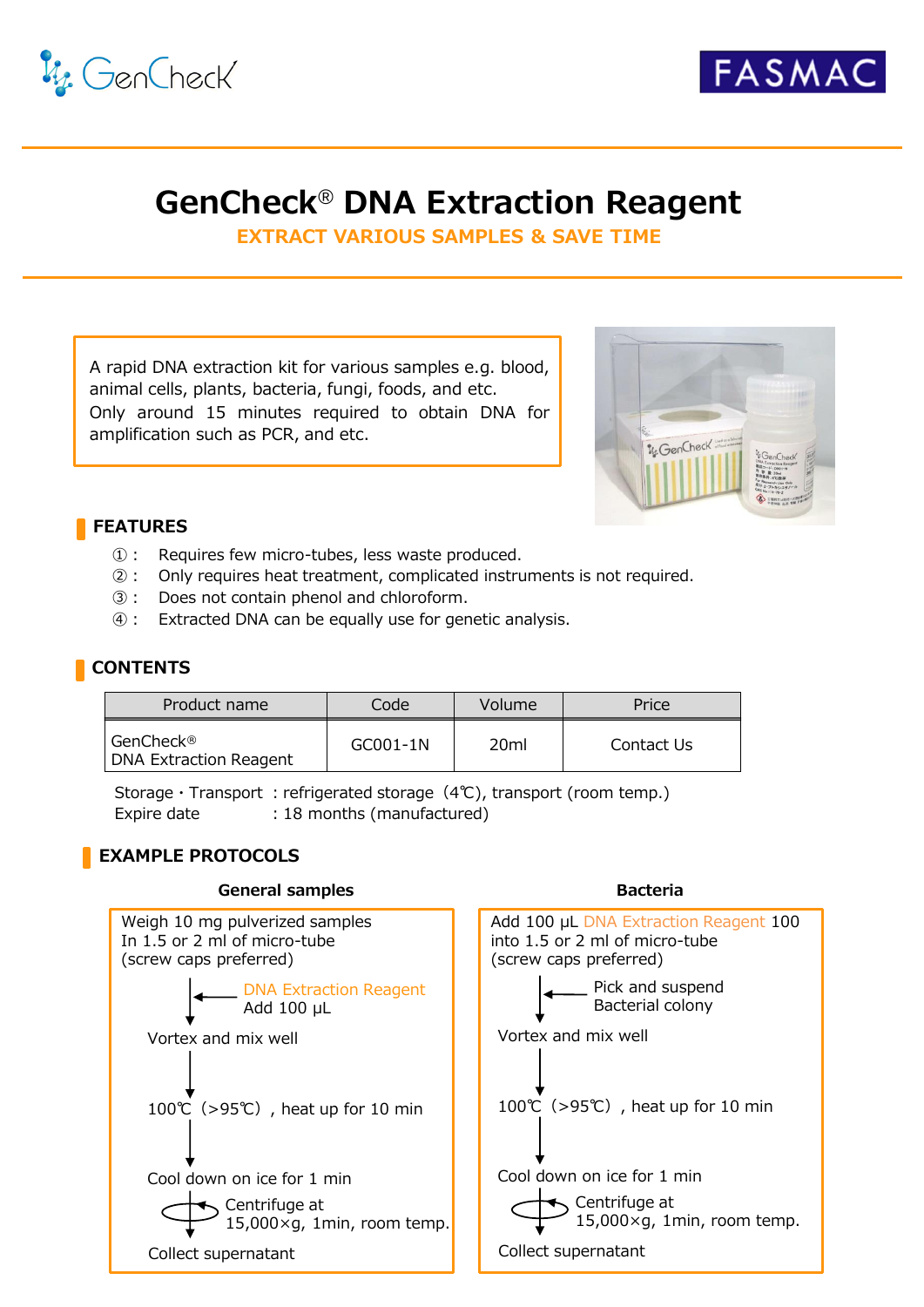GenCheck FASMAC

# GenCheck® DNA Extraction Reagent

**EXTRACT VARIOUS SAMPLES & SAVE TIME**

A rapid DNA extraction kit for various samples e.g. blood, animal cells, plants, bacteria, fungi, foods, and etc.
Only around 15 minutes required to obtain DNA for amplification such as PCR, and etc.

## FEATURES

① : Requires few micro-tubes, less waste produced.
② : Only requires heat treatment, complicated instruments is not required.
③ : Does not contain phenol and chloroform.
④ : Extracted DNA can be equally use for genetic analysis.

## CONTENTS

| Product name | Code | Volume | Price |
|---|---|---|---|
| GenCheck® DNA Extraction Reagent | GC001-1N | 20ml | Contact Us |

Storage・Transport : refrigerated storage（4℃), transport (room temp.)
Expire date : 18 months (manufactured)

## EXAMPLE PROTOCOLS

### General samples

Weigh 10 mg pulverized samples
In 1.5 or 2 ml of micro-tube
(screw caps preferred)

↓ ← DNA Extraction Reagent Add 100 µL

Vortex and mix well

↓

100℃（>95℃）, heat up for 10 min

↓

Cool down on ice for 1 min

↓ Centrifuge at 15,000×g, 1min, room temp.

Collect supernatant

### Bacteria

Add 100 µL DNA Extraction Reagent 100 into 1.5 or 2 ml of micro-tube
(screw caps preferred)

↓ ← Pick and suspend Bacterial colony

Vortex and mix well

↓

100℃（>95℃）, heat up for 10 min

↓

Cool down on ice for 1 min

↓ Centrifuge at 15,000×g, 1min, room temp.

Collect supernatant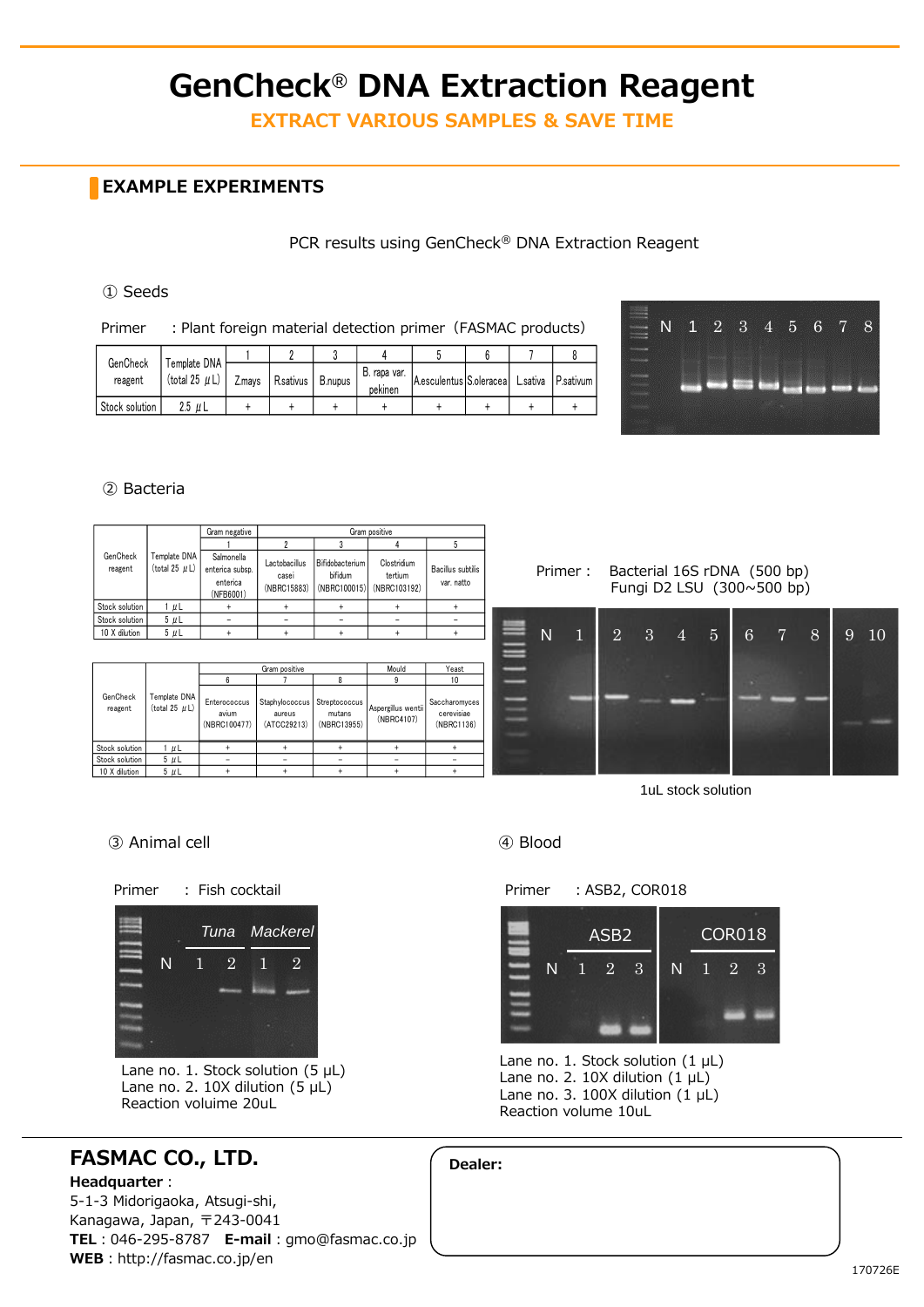# GenCheck® DNA Extraction Reagent

**EXTRACT VARIOUS SAMPLES & SAVE TIME**

## EXAMPLE EXPERIMENTS

PCR results using GenCheck® DNA Extraction Reagent

### ① Seeds

Primer : Plant foreign material detection primer（FASMAC products）

| GenCheck reagent | Template DNA (total 25 μL) | 1 Z.mays | 2 R.sativus | 3 B.nupus | 4 B. rapa var. pekinen | 5 A.esculentus | 6 S.oleracea | 7 L.sativa | 8 P.sativum |
|---|---|---|---|---|---|---|---|---|---|
| Stock solution | 2.5 μL | + | + | + | + | + | + | + | + |

N 1 2 3 4 5 6 7 8

### ② Bacteria

| GenCheck reagent | Template DNA (total 25 μL) | Gram negative | Gram positive | | | |
|---|---|---|---|---|---|---|
| | | 1 | 2 | 3 | 4 | 5 |
| | | Salmonella enterica subsp. enterica (NFB6001) | Lactobacillus casei (NBRC15883) | Bifidobacterium bifidum (NBRC100015) | Clostridium tertium (NBRC103192) | Bacillus subtilis var. natto |
| Stock solution | 1 μL | + | + | + | + | + |
| Stock solution | 5 μL | − | − | − | − | − |
| 10 X dilution | 5 μL | + | + | + | + | + |

| GenCheck reagent | Template DNA (total 25 μL) | Gram positive | | | Mould | Yeast |
|---|---|---|---|---|---|---|
| | | 6 | 7 | 8 | 9 | 10 |
| | | Enterococcus avium (NBRC100477) | Staphylococcus aureus (ATCC29213) | Streptococcus mutans (NBRC13955) | Aspergillus wentii (NBRC4107) | Saccharomyces cerevisiae (NBRC1136) |
| Stock solution | 1 μL | + | + | + | + | + |
| Stock solution | 5 μL | − | − | − | − | − |
| 10 X dilution | 5 μL | + | + | + | + | + |

Primer : Bacterial 16S rDNA (500 bp)
Fungi D2 LSU (300~500 bp)

N 1 2 3 4 5 6 7 8 9 10

1uL stock solution

### ③ Animal cell

Primer : Fish cocktail

Tuna Mackerel
N 1 2 1 2

Lane no. 1. Stock solution (5 μL)
Lane no. 2. 10X dilution (5 μL)
Reaction voliume 20uL

### ④ Blood

Primer : ASB2, COR018

ASB2 COR018
N 1 2 3 N 1 2 3

Lane no. 1. Stock solution (1 μL)
Lane no. 2. 10X dilution (1 μL)
Lane no. 3. 100X dilution (1 μL)
Reaction volume 10uL

---

**FASMAC CO., LTD.**

**Headquarter** :
5-1-3 Midorigaoka, Atsugi-shi,
Kanagawa, Japan, 〒243-0041
**TEL** : 046-295-8787 **E-mail** : gmo@fasmac.co.jp
**WEB** : http://fasmac.co.jp/en

**Dealer:**

170726E